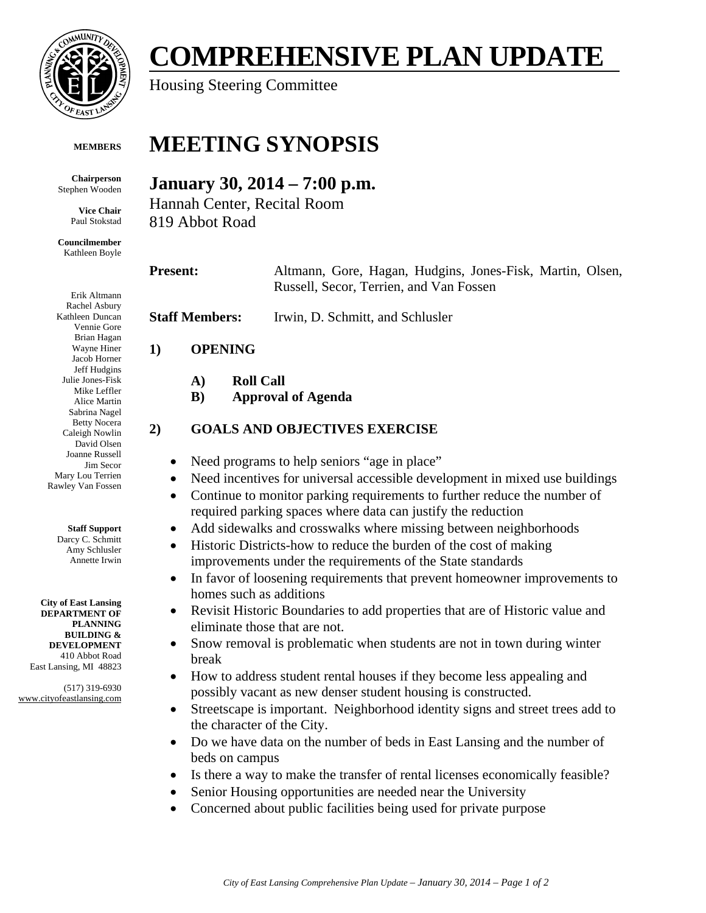# COMPREHENSIVE PLAN UPDATE

Housing Steering Committee

**MEMBERS**

**Chairperson**
Stephen Wooden

**Vice Chair**
Paul Stokstad

**Councilmember**
Kathleen Boyle

Erik Altmann
Rachel Asbury
Kathleen Duncan
Vennie Gore
Brian Hagan
Wayne Hiner
Jacob Horner
Jeff Hudgins
Julie Jones-Fisk
Mike Leffler
Alice Martin
Sabrina Nagel
Betty Nocera
Caleigh Nowlin
David Olsen
Joanne Russell
Jim Secor
Mary Lou Terrien
Rawley Van Fossen

**Staff Support**
Darcy C. Schmitt
Amy Schlusler
Annette Irwin

**City of East Lansing**
**DEPARTMENT OF PLANNING BUILDING & DEVELOPMENT**
410 Abbot Road
East Lansing, MI 48823

(517) 319-6930
www.cityofeastlansing.com

# MEETING SYNOPSIS

## January 30, 2014 – 7:00 p.m.

Hannah Center, Recital Room
819 Abbot Road

**Present:** Altmann, Gore, Hagan, Hudgins, Jones-Fisk, Martin, Olsen, Russell, Secor, Terrien, and Van Fossen

**Staff Members:** Irwin, D. Schmitt, and Schlusler

### 1) OPENING

**A) Roll Call**
**B) Approval of Agenda**

### 2) GOALS AND OBJECTIVES EXERCISE

- Need programs to help seniors "age in place"
- Need incentives for universal accessible development in mixed use buildings
- Continue to monitor parking requirements to further reduce the number of required parking spaces where data can justify the reduction
- Add sidewalks and crosswalks where missing between neighborhoods
- Historic Districts-how to reduce the burden of the cost of making improvements under the requirements of the State standards
- In favor of loosening requirements that prevent homeowner improvements to homes such as additions
- Revisit Historic Boundaries to add properties that are of Historic value and eliminate those that are not.
- Snow removal is problematic when students are not in town during winter break
- How to address student rental houses if they become less appealing and possibly vacant as new denser student housing is constructed.
- Streetscape is important. Neighborhood identity signs and street trees add to the character of the City.
- Do we have data on the number of beds in East Lansing and the number of beds on campus
- Is there a way to make the transfer of rental licenses economically feasible?
- Senior Housing opportunities are needed near the University
- Concerned about public facilities being used for private purpose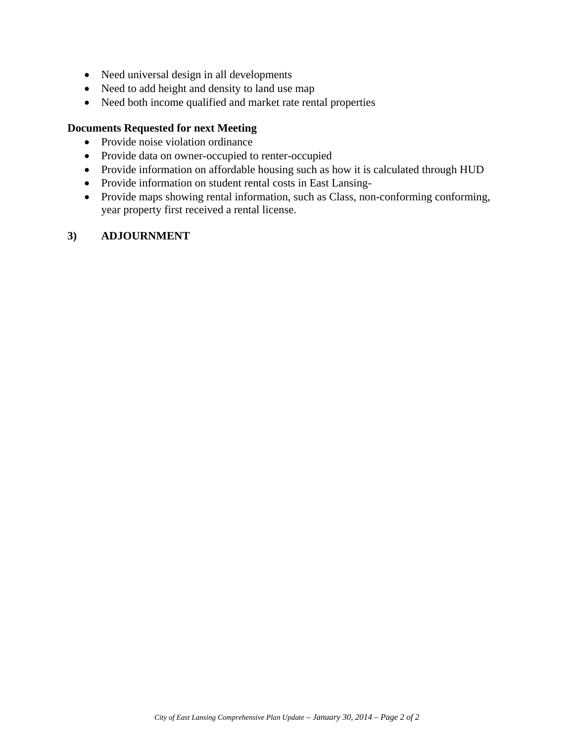- Need universal design in all developments
- Need to add height and density to land use map
- Need both income qualified and market rate rental properties

**Documents Requested for next Meeting**

- Provide noise violation ordinance
- Provide data on owner-occupied to renter-occupied
- Provide information on affordable housing such as how it is calculated through HUD
- Provide information on student rental costs in East Lansing-
- Provide maps showing rental information, such as Class, non-conforming conforming, year property first received a rental license.

**3) ADJOURNMENT**